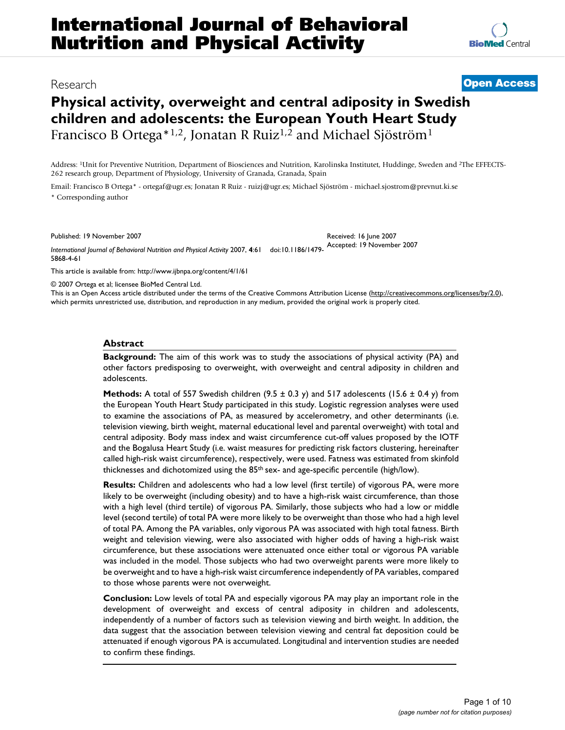# International Journal of Behavioral Nutrition and Physical Activity

Research

**Open Access**

## Physical activity, overweight and central adiposity in Swedish children and adolescents: the European Youth Heart Study

Francisco B Ortega*[1,2], Jonatan R Ruiz[1,2] and Michael Sjöström[1]

Address: [1]Unit for Preventive Nutrition, Department of Biosciences and Nutrition, Karolinska Institutet, Huddinge, Sweden and [2]The EFFECTS-262 research group, Department of Physiology, University of Granada, Granada, Spain

Email: Francisco B Ortega* - ortegaf@ugr.es; Jonatan R Ruiz - ruizj@ugr.es; Michael Sjöström - michael.sjostrom@prevnut.ki.se

\* Corresponding author

Published: 19 November 2007

*International Journal of Behavioral Nutrition and Physical Activity* 2007, **4**:61 doi:10.1186/1479-5868-4-61

Received: 16 June 2007

Accepted: 19 November 2007

This article is available from: http://www.ijbnpa.org/content/4/1/61

© 2007 Ortega et al; licensee BioMed Central Ltd.

This is an Open Access article distributed under the terms of the Creative Commons Attribution License (http://creativecommons.org/licenses/by/2.0), which permits unrestricted use, distribution, and reproduction in any medium, provided the original work is properly cited.

### Abstract

**Background:** The aim of this work was to study the associations of physical activity (PA) and other factors predisposing to overweight, with overweight and central adiposity in children and adolescents.

**Methods:** A total of 557 Swedish children (9.5 ± 0.3 y) and 517 adolescents (15.6 ± 0.4 y) from the European Youth Heart Study participated in this study. Logistic regression analyses were used to examine the associations of PA, as measured by accelerometry, and other determinants (i.e. television viewing, birth weight, maternal educational level and parental overweight) with total and central adiposity. Body mass index and waist circumference cut-off values proposed by the IOTF and the Bogalusa Heart Study (i.e. waist measures for predicting risk factors clustering, hereinafter called high-risk waist circumference), respectively, were used. Fatness was estimated from skinfold thicknesses and dichotomized using the 85$^{th}$ sex- and age-specific percentile (high/low).

**Results:** Children and adolescents who had a low level (first tertile) of vigorous PA, were more likely to be overweight (including obesity) and to have a high-risk waist circumference, than those with a high level (third tertile) of vigorous PA. Similarly, those subjects who had a low or middle level (second tertile) of total PA were more likely to be overweight than those who had a high level of total PA. Among the PA variables, only vigorous PA was associated with high total fatness. Birth weight and television viewing, were also associated with higher odds of having a high-risk waist circumference, but these associations were attenuated once either total or vigorous PA variable was included in the model. Those subjects who had two overweight parents were more likely to be overweight and to have a high-risk waist circumference independently of PA variables, compared to those whose parents were not overweight.

**Conclusion:** Low levels of total PA and especially vigorous PA may play an important role in the development of overweight and excess of central adiposity in children and adolescents, independently of a number of factors such as television viewing and birth weight. In addition, the data suggest that the association between television viewing and central fat deposition could be attenuated if enough vigorous PA is accumulated. Longitudinal and intervention studies are needed to confirm these findings.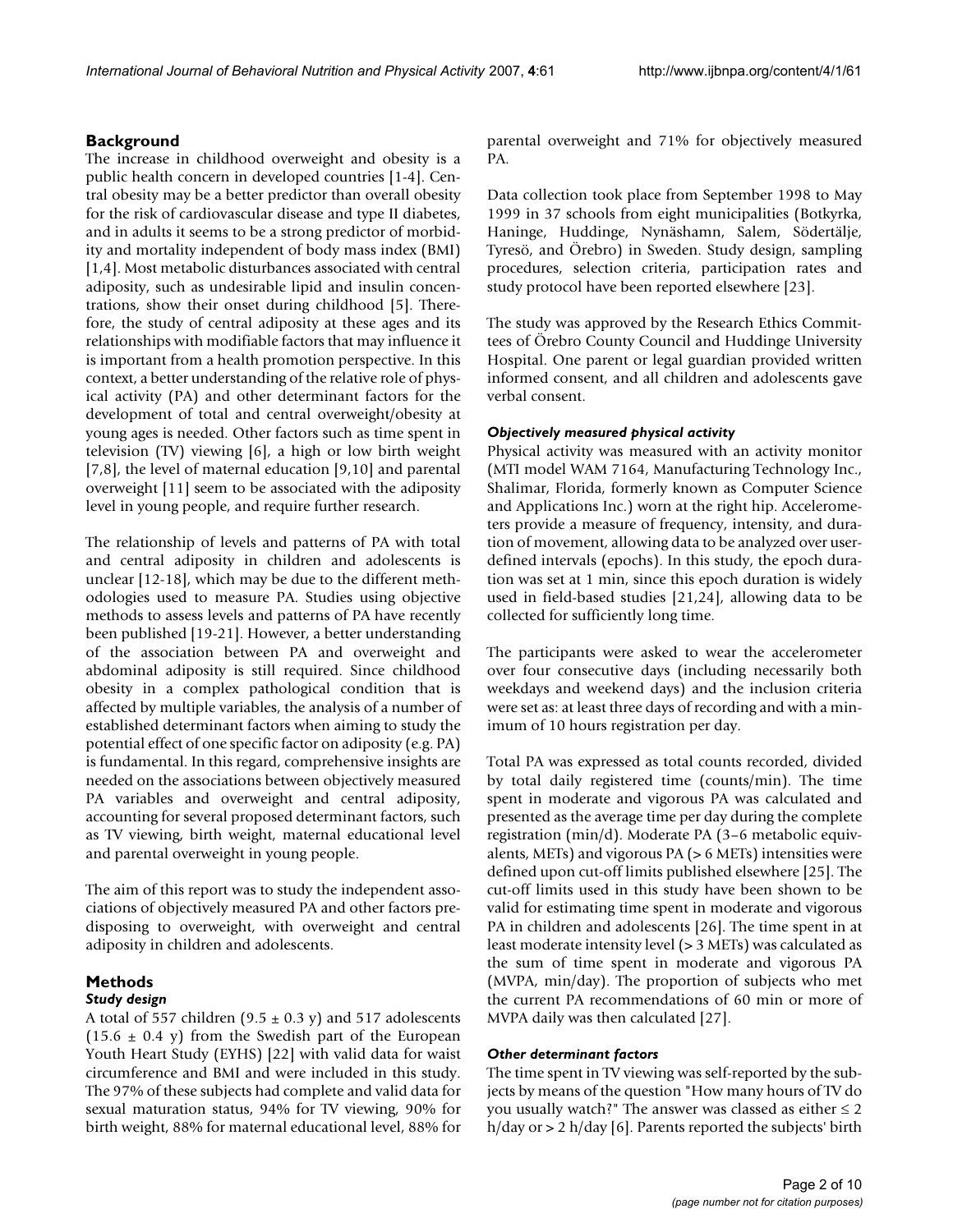## Background

The increase in childhood overweight and obesity is a public health concern in developed countries [1-4]. Central obesity may be a better predictor than overall obesity for the risk of cardiovascular disease and type II diabetes, and in adults it seems to be a strong predictor of morbidity and mortality independent of body mass index (BMI) [1,4]. Most metabolic disturbances associated with central adiposity, such as undesirable lipid and insulin concentrations, show their onset during childhood [5]. Therefore, the study of central adiposity at these ages and its relationships with modifiable factors that may influence it is important from a health promotion perspective. In this context, a better understanding of the relative role of physical activity (PA) and other determinant factors for the development of total and central overweight/obesity at young ages is needed. Other factors such as time spent in television (TV) viewing [6], a high or low birth weight [7,8], the level of maternal education [9,10] and parental overweight [11] seem to be associated with the adiposity level in young people, and require further research.

The relationship of levels and patterns of PA with total and central adiposity in children and adolescents is unclear [12-18], which may be due to the different methodologies used to measure PA. Studies using objective methods to assess levels and patterns of PA have recently been published [19-21]. However, a better understanding of the association between PA and overweight and abdominal adiposity is still required. Since childhood obesity in a complex pathological condition that is affected by multiple variables, the analysis of a number of established determinant factors when aiming to study the potential effect of one specific factor on adiposity (e.g. PA) is fundamental. In this regard, comprehensive insights are needed on the associations between objectively measured PA variables and overweight and central adiposity, accounting for several proposed determinant factors, such as TV viewing, birth weight, maternal educational level and parental overweight in young people.

The aim of this report was to study the independent associations of objectively measured PA and other factors predisposing to overweight, with overweight and central adiposity in children and adolescents.

## Methods

### *Study design*

A total of 557 children (9.5 ± 0.3 y) and 517 adolescents (15.6 ± 0.4 y) from the Swedish part of the European Youth Heart Study (EYHS) [22] with valid data for waist circumference and BMI and were included in this study. The 97% of these subjects had complete and valid data for sexual maturation status, 94% for TV viewing, 90% for birth weight, 88% for maternal educational level, 88% for parental overweight and 71% for objectively measured PA.

Data collection took place from September 1998 to May 1999 in 37 schools from eight municipalities (Botkyrka, Haninge, Huddinge, Nynäshamn, Salem, Södertälje, Tyresö, and Örebro) in Sweden. Study design, sampling procedures, selection criteria, participation rates and study protocol have been reported elsewhere [23].

The study was approved by the Research Ethics Committees of Örebro County Council and Huddinge University Hospital. One parent or legal guardian provided written informed consent, and all children and adolescents gave verbal consent.

### *Objectively measured physical activity*

Physical activity was measured with an activity monitor (MTI model WAM 7164, Manufacturing Technology Inc., Shalimar, Florida, formerly known as Computer Science and Applications Inc.) worn at the right hip. Accelerometers provide a measure of frequency, intensity, and duration of movement, allowing data to be analyzed over user-defined intervals (epochs). In this study, the epoch duration was set at 1 min, since this epoch duration is widely used in field-based studies [21,24], allowing data to be collected for sufficiently long time.

The participants were asked to wear the accelerometer over four consecutive days (including necessarily both weekdays and weekend days) and the inclusion criteria were set as: at least three days of recording and with a minimum of 10 hours registration per day.

Total PA was expressed as total counts recorded, divided by total daily registered time (counts/min). The time spent in moderate and vigorous PA was calculated and presented as the average time per day during the complete registration (min/d). Moderate PA (3–6 metabolic equivalents, METs) and vigorous PA (> 6 METs) intensities were defined upon cut-off limits published elsewhere [25]. The cut-off limits used in this study have been shown to be valid for estimating time spent in moderate and vigorous PA in children and adolescents [26]. The time spent in at least moderate intensity level (> 3 METs) was calculated as the sum of time spent in moderate and vigorous PA (MVPA, min/day). The proportion of subjects who met the current PA recommendations of 60 min or more of MVPA daily was then calculated [27].

### *Other determinant factors*

The time spent in TV viewing was self-reported by the subjects by means of the question "How many hours of TV do you usually watch?" The answer was classed as either ≤ 2 h/day or > 2 h/day [6]. Parents reported the subjects' birth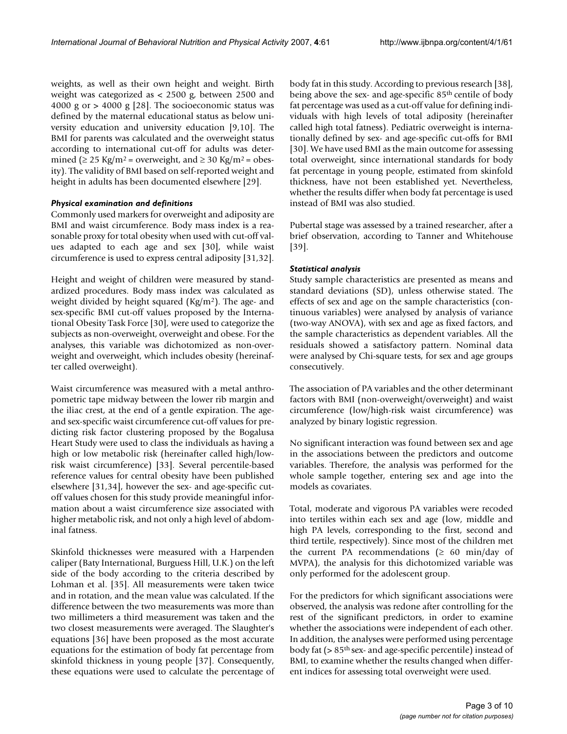weights, as well as their own height and weight. Birth weight was categorized as < 2500 g, between 2500 and 4000 g or > 4000 g [28]. The socioeconomic status was defined by the maternal educational status as below university education and university education [9,10]. The BMI for parents was calculated and the overweight status according to international cut-off for adults was determined (≥ 25 $Kg/m^2$ = overweight, and ≥ 30 $Kg/m^2$ = obesity). The validity of BMI based on self-reported weight and height in adults has been documented elsewhere [29].

### *Physical examination and definitions*

Commonly used markers for overweight and adiposity are BMI and waist circumference. Body mass index is a reasonable proxy for total obesity when used with cut-off values adapted to each age and sex [30], while waist circumference is used to express central adiposity [31,32].

Height and weight of children were measured by standardized procedures. Body mass index was calculated as weight divided by height squared ($Kg/m^2$). The age- and sex-specific BMI cut-off values proposed by the International Obesity Task Force [30], were used to categorize the subjects as non-overweight, overweight and obese. For the analyses, this variable was dichotomized as non-overweight and overweight, which includes obesity (hereinafter called overweight).

Waist circumference was measured with a metal anthropometric tape midway between the lower rib margin and the iliac crest, at the end of a gentle expiration. The age- and sex-specific waist circumference cut-off values for predicting risk factor clustering proposed by the Bogalusa Heart Study were used to class the individuals as having a high or low metabolic risk (hereinafter called high/low-risk waist circumference) [33]. Several percentile-based reference values for central obesity have been published elsewhere [31,34], however the sex- and age-specific cut-off values chosen for this study provide meaningful information about a waist circumference size associated with higher metabolic risk, and not only a high level of abdominal fatness.

Skinfold thicknesses were measured with a Harpenden caliper (Baty International, Burguess Hill, U.K.) on the left side of the body according to the criteria described by Lohman et al. [35]. All measurements were taken twice and in rotation, and the mean value was calculated. If the difference between the two measurements was more than two millimeters a third measurement was taken and the two closest measurements were averaged. The Slaughter's equations [36] have been proposed as the most accurate equations for the estimation of body fat percentage from skinfold thickness in young people [37]. Consequently, these equations were used to calculate the percentage of body fat in this study. According to previous research [38], being above the sex- and age-specific $85^{th}$ centile of body fat percentage was used as a cut-off value for defining individuals with high levels of total adiposity (hereinafter called high total fatness). Pediatric overweight is internationally defined by sex- and age-specific cut-offs for BMI [30]. We have used BMI as the main outcome for assessing total overweight, since international standards for body fat percentage in young people, estimated from skinfold thickness, have not been established yet. Nevertheless, whether the results differ when body fat percentage is used instead of BMI was also studied.

Pubertal stage was assessed by a trained researcher, after a brief observation, according to Tanner and Whitehouse [39].

### *Statistical analysis*

Study sample characteristics are presented as means and standard deviations (SD), unless otherwise stated. The effects of sex and age on the sample characteristics (continuous variables) were analysed by analysis of variance (two-way ANOVA), with sex and age as fixed factors, and the sample characteristics as dependent variables. All the residuals showed a satisfactory pattern. Nominal data were analysed by Chi-square tests, for sex and age groups consecutively.

The association of PA variables and the other determinant factors with BMI (non-overweight/overweight) and waist circumference (low/high-risk waist circumference) was analyzed by binary logistic regression.

No significant interaction was found between sex and age in the associations between the predictors and outcome variables. Therefore, the analysis was performed for the whole sample together, entering sex and age into the models as covariates.

Total, moderate and vigorous PA variables were recoded into tertiles within each sex and age (low, middle and high PA levels, corresponding to the first, second and third tertile, respectively). Since most of the children met the current PA recommendations (≥ 60 min/day of MVPA), the analysis for this dichotomized variable was only performed for the adolescent group.

For the predictors for which significant associations were observed, the analysis was redone after controlling for the rest of the significant predictors, in order to examine whether the associations were independent of each other. In addition, the analyses were performed using percentage body fat (> $85^{th}$ sex- and age-specific percentile) instead of BMI, to examine whether the results changed when different indices for assessing total overweight were used.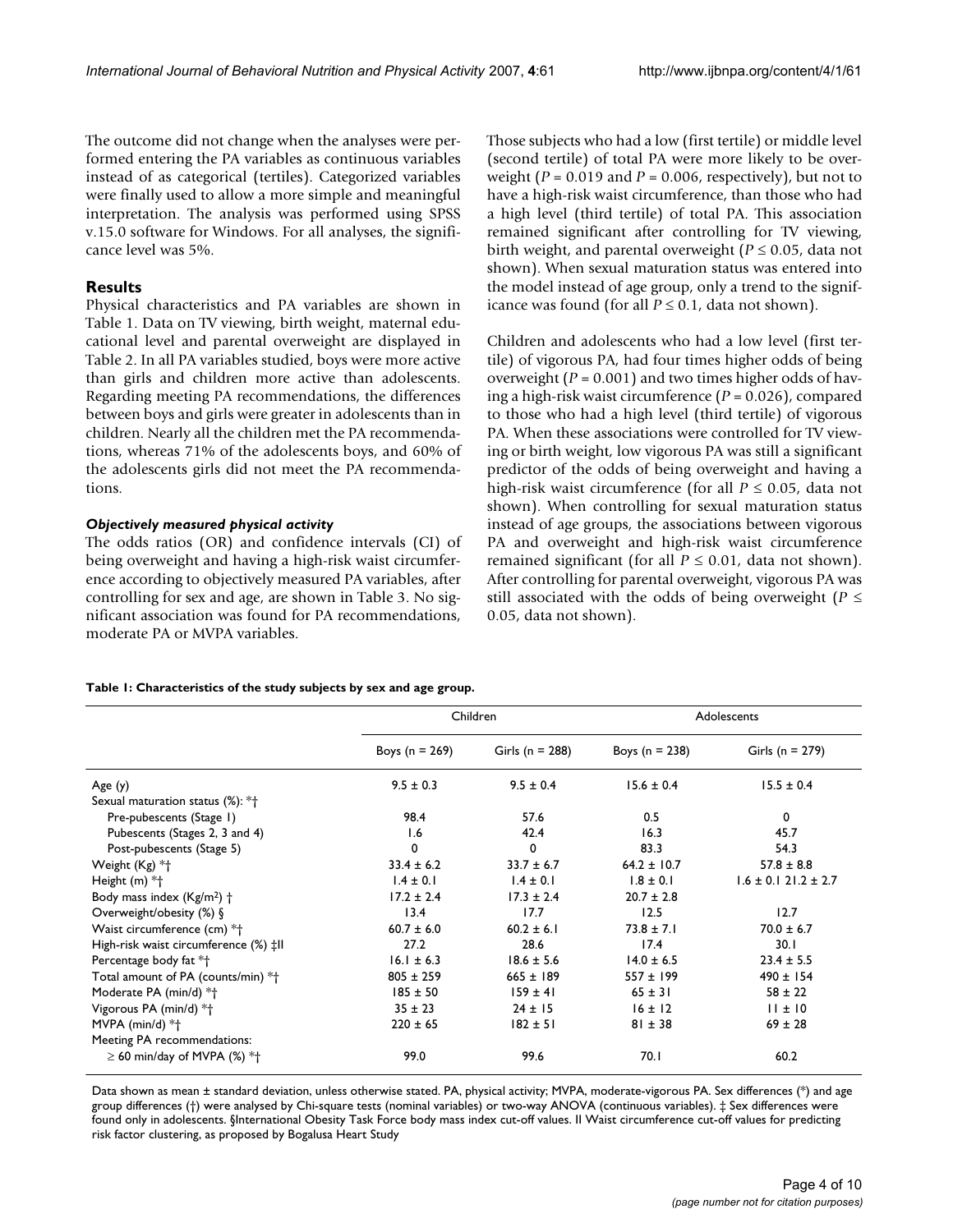The outcome did not change when the analyses were performed entering the PA variables as continuous variables instead of as categorical (tertiles). Categorized variables were finally used to allow a more simple and meaningful interpretation. The analysis was performed using SPSS v.15.0 software for Windows. For all analyses, the significance level was 5%.

## Results

Physical characteristics and PA variables are shown in Table 1. Data on TV viewing, birth weight, maternal educational level and parental overweight are displayed in Table 2. In all PA variables studied, boys were more active than girls and children more active than adolescents. Regarding meeting PA recommendations, the differences between boys and girls were greater in adolescents than in children. Nearly all the children met the PA recommendations, whereas 71% of the adolescents boys, and 60% of the adolescents girls did not meet the PA recommendations.

### *Objectively measured physical activity*

The odds ratios (OR) and confidence intervals (CI) of being overweight and having a high-risk waist circumference according to objectively measured PA variables, after controlling for sex and age, are shown in Table 3. No significant association was found for PA recommendations, moderate PA or MVPA variables.

Those subjects who had a low (first tertile) or middle level (second tertile) of total PA were more likely to be overweight ($P = 0.019$ and $P = 0.006$, respectively), but not to have a high-risk waist circumference, than those who had a high level (third tertile) of total PA. This association remained significant after controlling for TV viewing, birth weight, and parental overweight ($P \leq 0.05$, data not shown). When sexual maturation status was entered into the model instead of age group, only a trend to the significance was found (for all $P \leq 0.1$, data not shown).

Children and adolescents who had a low level (first tertile) of vigorous PA, had four times higher odds of being overweight ($P = 0.001$) and two times higher odds of having a high-risk waist circumference ($P = 0.026$), compared to those who had a high level (third tertile) of vigorous PA. When these associations were controlled for TV viewing or birth weight, low vigorous PA was still a significant predictor of the odds of being overweight and having a high-risk waist circumference (for all $P \leq 0.05$, data not shown). When controlling for sexual maturation status instead of age groups, the associations between vigorous PA and overweight and high-risk waist circumference remained significant (for all $P \leq 0.01$, data not shown). After controlling for parental overweight, vigorous PA was still associated with the odds of being overweight ($P \leq 0.05$, data not shown).

**Table 1: Characteristics of the study subjects by sex and age group.**

| | Children | | Adolescents | |
|---|---|---|---|---|
| | Boys (n = 269) | Girls (n = 288) | Boys (n = 238) | Girls (n = 279) |
| Age (y) | 9.5 ± 0.3 | 9.5 ± 0.4 | 15.6 ± 0.4 | 15.5 ± 0.4 |
| Sexual maturation status (%): *† | | | | |
| Pre-pubescents (Stage 1) | 98.4 | 57.6 | 0.5 | 0 |
| Pubescents (Stages 2, 3 and 4) | 1.6 | 42.4 | 16.3 | 45.7 |
| Post-pubescents (Stage 5) | 0 | 0 | 83.3 | 54.3 |
| Weight (Kg) *† | 33.4 ± 6.2 | 33.7 ± 6.7 | 64.2 ± 10.7 | 57.8 ± 8.8 |
| Height (m) *† | 1.4 ± 0.1 | 1.4 ± 0.1 | 1.8 ± 0.1 | 1.6 ± 0.1 21.2 ± 2.7 |
| Body mass index (Kg/m$^2$) † | 17.2 ± 2.4 | 17.3 ± 2.4 | 20.7 ± 2.8 | |
| Overweight/obesity (%) § | 13.4 | 17.7 | 12.5 | 12.7 |
| Waist circumference (cm) *† | 60.7 ± 6.0 | 60.2 ± 6.1 | 73.8 ± 7.1 | 70.0 ± 6.7 |
| High-risk waist circumference (%) ‡II | 27.2 | 28.6 | 17.4 | 30.1 |
| Percentage body fat *† | 16.1 ± 6.3 | 18.6 ± 5.6 | 14.0 ± 6.5 | 23.4 ± 5.5 |
| Total amount of PA (counts/min) *† | 805 ± 259 | 665 ± 189 | 557 ± 199 | 490 ± 154 |
| Moderate PA (min/d) *† | 185 ± 50 | 159 ± 41 | 65 ± 31 | 58 ± 22 |
| Vigorous PA (min/d) *† | 35 ± 23 | 24 ± 15 | 16 ± 12 | 11 ± 10 |
| MVPA (min/d) *† | 220 ± 65 | 182 ± 51 | 81 ± 38 | 69 ± 28 |
| Meeting PA recommendations: | | | | |
| ≥ 60 min/day of MVPA (%) *† | 99.0 | 99.6 | 70.1 | 60.2 |

Data shown as mean ± standard deviation, unless otherwise stated. PA, physical activity; MVPA, moderate-vigorous PA. Sex differences (*) and age group differences (†) were analysed by Chi-square tests (nominal variables) or two-way ANOVA (continuous variables). ‡ Sex differences were found only in adolescents. §International Obesity Task Force body mass index cut-off values. II Waist circumference cut-off values for predicting risk factor clustering, as proposed by Bogalusa Heart Study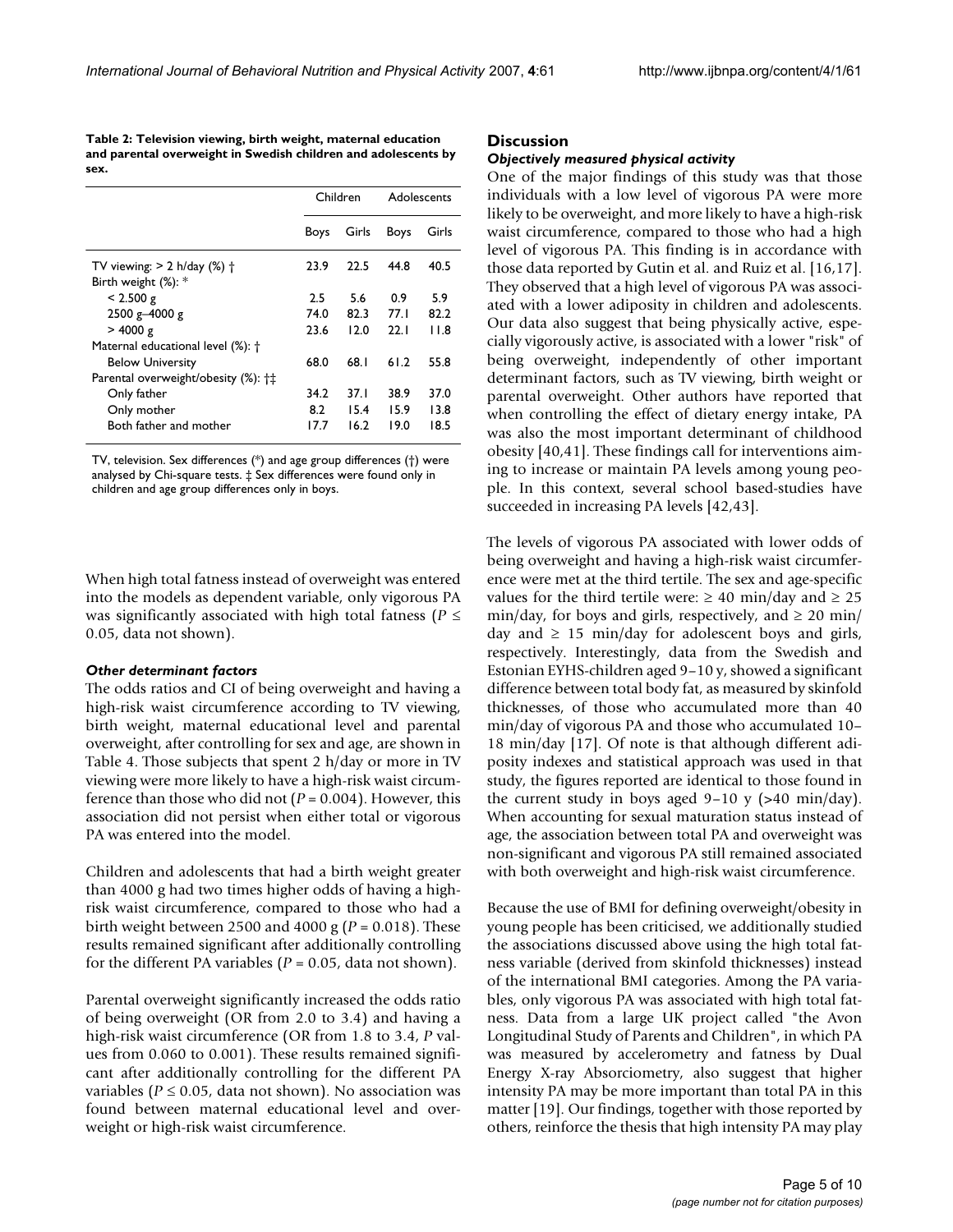**Table 2: Television viewing, birth weight, maternal education and parental overweight in Swedish children and adolescents by sex.**

| | Children | | Adolescents | |
|---|---|---|---|---|
| | Boys | Girls | Boys | Girls |
| TV viewing: > 2 h/day (%) † | 23.9 | 22.5 | 44.8 | 40.5 |
| Birth weight (%): * | | | | |
| < 2.500 g | 2.5 | 5.6 | 0.9 | 5.9 |
| 2500 g–4000 g | 74.0 | 82.3 | 77.1 | 82.2 |
| > 4000 g | 23.6 | 12.0 | 22.1 | 11.8 |
| Maternal educational level (%): † | | | | |
| Below University | 68.0 | 68.1 | 61.2 | 55.8 |
| Parental overweight/obesity (%): †‡ | | | | |
| Only father | 34.2 | 37.1 | 38.9 | 37.0 |
| Only mother | 8.2 | 15.4 | 15.9 | 13.8 |
| Both father and mother | 17.7 | 16.2 | 19.0 | 18.5 |

TV, television. Sex differences (*) and age group differences (†) were analysed by Chi-square tests. ‡ Sex differences were found only in children and age group differences only in boys.

When high total fatness instead of overweight was entered into the models as dependent variable, only vigorous PA was significantly associated with high total fatness ($P \leq 0.05$, data not shown).

### *Other determinant factors*

The odds ratios and CI of being overweight and having a high-risk waist circumference according to TV viewing, birth weight, maternal educational level and parental overweight, after controlling for sex and age, are shown in Table 4. Those subjects that spent 2 h/day or more in TV viewing were more likely to have a high-risk waist circumference than those who did not ($P = 0.004$). However, this association did not persist when either total or vigorous PA was entered into the model.

Children and adolescents that had a birth weight greater than 4000 g had two times higher odds of having a high-risk waist circumference, compared to those who had a birth weight between 2500 and 4000 g ($P = 0.018$). These results remained significant after additionally controlling for the different PA variables ($P = 0.05$, data not shown).

Parental overweight significantly increased the odds ratio of being overweight (OR from 2.0 to 3.4) and having a high-risk waist circumference (OR from 1.8 to 3.4, $P$ values from 0.060 to 0.001). These results remained significant after additionally controlling for the different PA variables ($P \leq 0.05$, data not shown). No association was found between maternal educational level and overweight or high-risk waist circumference.

## Discussion

### *Objectively measured physical activity*

One of the major findings of this study was that those individuals with a low level of vigorous PA were more likely to be overweight, and more likely to have a high-risk waist circumference, compared to those who had a high level of vigorous PA. This finding is in accordance with those data reported by Gutin et al. and Ruiz et al. [16,17]. They observed that a high level of vigorous PA was associated with a lower adiposity in children and adolescents. Our data also suggest that being physically active, especially vigorously active, is associated with a lower "risk" of being overweight, independently of other important determinant factors, such as TV viewing, birth weight or parental overweight. Other authors have reported that when controlling the effect of dietary energy intake, PA was also the most important determinant of childhood obesity [40,41]. These findings call for interventions aiming to increase or maintain PA levels among young people. In this context, several school based-studies have succeeded in increasing PA levels [42,43].

The levels of vigorous PA associated with lower odds of being overweight and having a high-risk waist circumference were met at the third tertile. The sex and age-specific values for the third tertile were: ≥ 40 min/day and ≥ 25 min/day, for boys and girls, respectively, and ≥ 20 min/day and ≥ 15 min/day for adolescent boys and girls, respectively. Interestingly, data from the Swedish and Estonian EYHS-children aged 9–10 y, showed a significant difference between total body fat, as measured by skinfold thicknesses, of those who accumulated more than 40 min/day of vigorous PA and those who accumulated 10–18 min/day [17]. Of note is that although different adiposity indexes and statistical approach was used in that study, the figures reported are identical to those found in the current study in boys aged 9–10 y (>40 min/day). When accounting for sexual maturation status instead of age, the association between total PA and overweight was non-significant and vigorous PA still remained associated with both overweight and high-risk waist circumference.

Because the use of BMI for defining overweight/obesity in young people has been criticised, we additionally studied the associations discussed above using the high total fatness variable (derived from skinfold thicknesses) instead of the international BMI categories. Among the PA variables, only vigorous PA was associated with high total fatness. Data from a large UK project called "the Avon Longitudinal Study of Parents and Children", in which PA was measured by accelerometry and fatness by Dual Energy X-ray Absorciometry, also suggest that higher intensity PA may be more important than total PA in this matter [19]. Our findings, together with those reported by others, reinforce the thesis that high intensity PA may play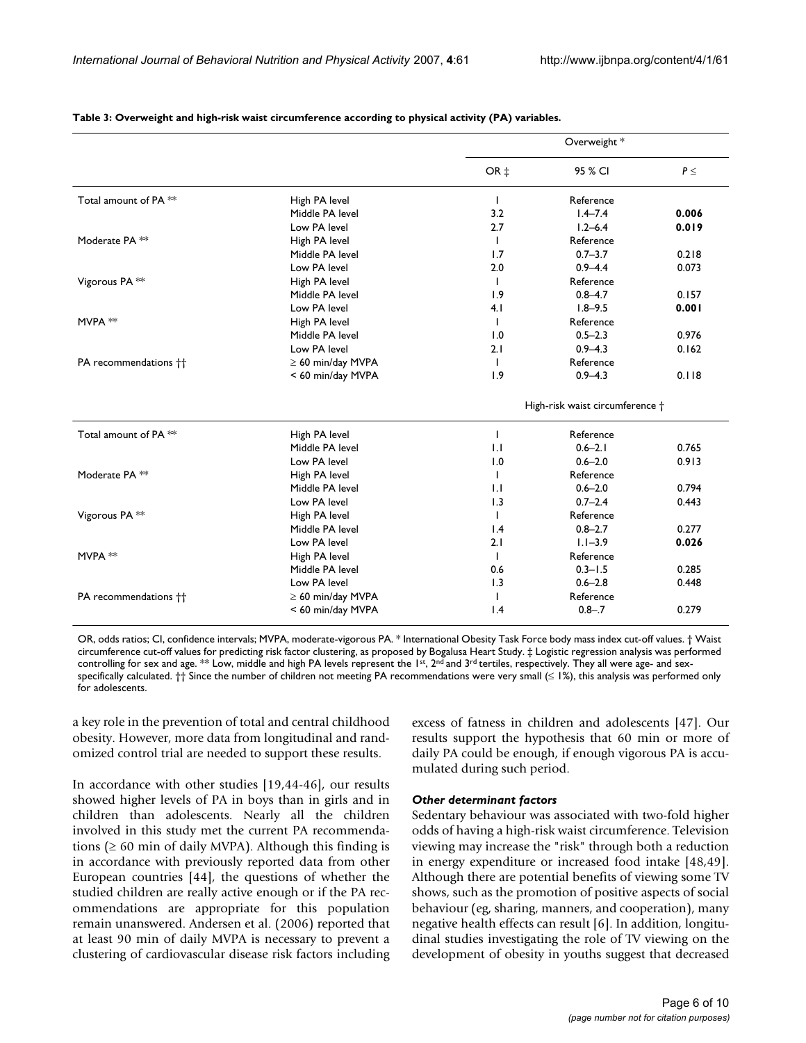**Table 3: Overweight and high-risk waist circumference according to physical activity (PA) variables.**

| | | Overweight * | | |
|---|---|---|---|---|
| | | OR ‡ | 95 % CI | P ≤ |
| Total amount of PA ** | High PA level | 1 | Reference | |
| | Middle PA level | 3.2 | 1.4–7.4 | **0.006** |
| | Low PA level | 2.7 | 1.2–6.4 | **0.019** |
| Moderate PA ** | High PA level | 1 | Reference | |
| | Middle PA level | 1.7 | 0.7–3.7 | 0.218 |
| | Low PA level | 2.0 | 0.9–4.4 | 0.073 |
| Vigorous PA ** | High PA level | 1 | Reference | |
| | Middle PA level | 1.9 | 0.8–4.7 | 0.157 |
| | Low PA level | 4.1 | 1.8–9.5 | **0.001** |
| MVPA ** | High PA level | 1 | Reference | |
| | Middle PA level | 1.0 | 0.5–2.3 | 0.976 |
| | Low PA level | 2.1 | 0.9–4.3 | 0.162 |
| PA recommendations †† | ≥ 60 min/day MVPA | 1 | Reference | |
| | < 60 min/day MVPA | 1.9 | 0.9–4.3 | 0.118 |
| | | High-risk waist circumference † | | |
| Total amount of PA ** | High PA level | 1 | Reference | |
| | Middle PA level | 1.1 | 0.6–2.1 | 0.765 |
| | Low PA level | 1.0 | 0.6–2.0 | 0.913 |
| Moderate PA ** | High PA level | 1 | Reference | |
| | Middle PA level | 1.1 | 0.6–2.0 | 0.794 |
| | Low PA level | 1.3 | 0.7–2.4 | 0.443 |
| Vigorous PA ** | High PA level | 1 | Reference | |
| | Middle PA level | 1.4 | 0.8–2.7 | 0.277 |
| | Low PA level | 2.1 | 1.1–3.9 | **0.026** |
| MVPA ** | High PA level | 1 | Reference | |
| | Middle PA level | 0.6 | 0.3–1.5 | 0.285 |
| | Low PA level | 1.3 | 0.6–2.8 | 0.448 |
| PA recommendations †† | ≥ 60 min/day MVPA | 1 | Reference | |
| | < 60 min/day MVPA | 1.4 | 0.8–.7 | 0.279 |

OR, odds ratios; CI, confidence intervals; MVPA, moderate-vigorous PA. * International Obesity Task Force body mass index cut-off values. † Waist circumference cut-off values for predicting risk factor clustering, as proposed by Bogalusa Heart Study. ‡ Logistic regression analysis was performed controlling for sex and age. ** Low, middle and high PA levels represent the 1st, 2nd and 3rd tertiles, respectively. They all were age- and sex-specifically calculated. †† Since the number of children not meeting PA recommendations were very small (≤ 1%), this analysis was performed only for adolescents.

a key role in the prevention of total and central childhood obesity. However, more data from longitudinal and randomized control trial are needed to support these results.

In accordance with other studies [19,44-46], our results showed higher levels of PA in boys than in girls and in children than adolescents. Nearly all the children involved in this study met the current PA recommendations (≥ 60 min of daily MVPA). Although this finding is in accordance with previously reported data from other European countries [44], the questions of whether the studied children are really active enough or if the PA recommendations are appropriate for this population remain unanswered. Andersen et al. (2006) reported that at least 90 min of daily MVPA is necessary to prevent a clustering of cardiovascular disease risk factors including excess of fatness in children and adolescents [47]. Our results support the hypothesis that 60 min or more of daily PA could be enough, if enough vigorous PA is accumulated during such period.

### *Other determinant factors*

Sedentary behaviour was associated with two-fold higher odds of having a high-risk waist circumference. Television viewing may increase the "risk" through both a reduction in energy expenditure or increased food intake [48,49]. Although there are potential benefits of viewing some TV shows, such as the promotion of positive aspects of social behaviour (eg, sharing, manners, and cooperation), many negative health effects can result [6]. In addition, longitudinal studies investigating the role of TV viewing on the development of obesity in youths suggest that decreased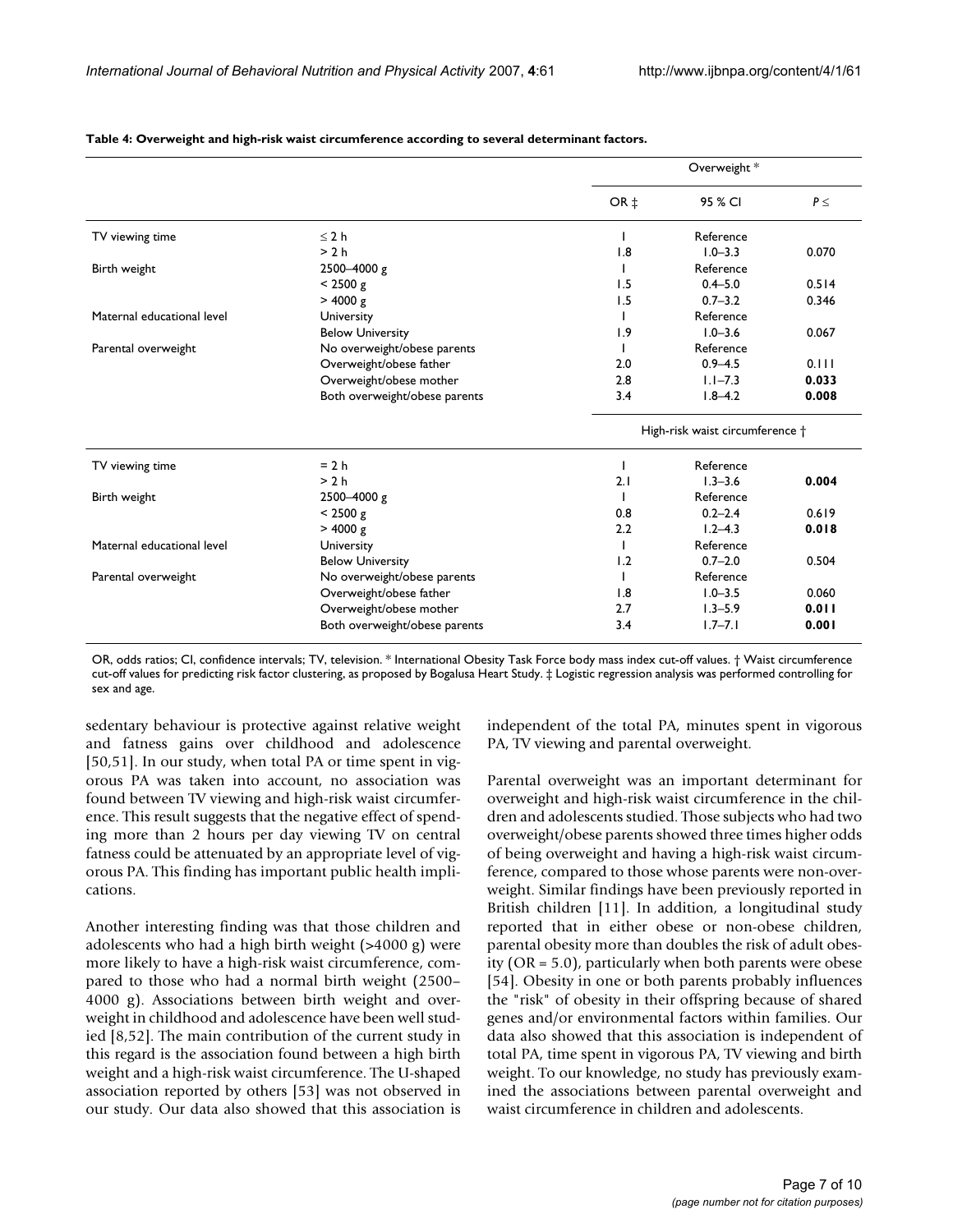**Table 4: Overweight and high-risk waist circumference according to several determinant factors.**

| | | Overweight * | | |
|---|---|---|---|---|
| | | OR ‡ | 95 % CI | $P \leq$ |
| TV viewing time | ≤ 2 h | 1 | Reference | |
| | > 2 h | 1.8 | 1.0–3.3 | 0.070 |
| Birth weight | 2500–4000 g | 1 | Reference | |
| | < 2500 g | 1.5 | 0.4–5.0 | 0.514 |
| | > 4000 g | 1.5 | 0.7–3.2 | 0.346 |
| Maternal educational level | University | 1 | Reference | |
| | Below University | 1.9 | 1.0–3.6 | 0.067 |
| Parental overweight | No overweight/obese parents | 1 | Reference | |
| | Overweight/obese father | 2.0 | 0.9–4.5 | 0.111 |
| | Overweight/obese mother | 2.8 | 1.1–7.3 | **0.033** |
| | Both overweight/obese parents | 3.4 | 1.8–4.2 | **0.008** |
| | | High-risk waist circumference † | | |
| TV viewing time | = 2 h | 1 | Reference | |
| | > 2 h | 2.1 | 1.3–3.6 | **0.004** |
| Birth weight | 2500–4000 g | 1 | Reference | |
| | < 2500 g | 0.8 | 0.2–2.4 | 0.619 |
| | > 4000 g | 2.2 | 1.2–4.3 | **0.018** |
| Maternal educational level | University | 1 | Reference | |
| | Below University | 1.2 | 0.7–2.0 | 0.504 |
| Parental overweight | No overweight/obese parents | 1 | Reference | |
| | Overweight/obese father | 1.8 | 1.0–3.5 | 0.060 |
| | Overweight/obese mother | 2.7 | 1.3–5.9 | **0.011** |
| | Both overweight/obese parents | 3.4 | 1.7–7.1 | **0.001** |

OR, odds ratios; CI, confidence intervals; TV, television. * International Obesity Task Force body mass index cut-off values. † Waist circumference cut-off values for predicting risk factor clustering, as proposed by Bogalusa Heart Study. ‡ Logistic regression analysis was performed controlling for sex and age.

sedentary behaviour is protective against relative weight and fatness gains over childhood and adolescence [50,51]. In our study, when total PA or time spent in vigorous PA was taken into account, no association was found between TV viewing and high-risk waist circumference. This result suggests that the negative effect of spending more than 2 hours per day viewing TV on central fatness could be attenuated by an appropriate level of vigorous PA. This finding has important public health implications.

Another interesting finding was that those children and adolescents who had a high birth weight (>4000 g) were more likely to have a high-risk waist circumference, compared to those who had a normal birth weight (2500–4000 g). Associations between birth weight and overweight in childhood and adolescence have been well studied [8,52]. The main contribution of the current study in this regard is the association found between a high birth weight and a high-risk waist circumference. The U-shaped association reported by others [53] was not observed in our study. Our data also showed that this association is independent of the total PA, minutes spent in vigorous PA, TV viewing and parental overweight.

Parental overweight was an important determinant for overweight and high-risk waist circumference in the children and adolescents studied. Those subjects who had two overweight/obese parents showed three times higher odds of being overweight and having a high-risk waist circumference, compared to those whose parents were non-overweight. Similar findings have been previously reported in British children [11]. In addition, a longitudinal study reported that in either obese or non-obese children, parental obesity more than doubles the risk of adult obesity (OR = 5.0), particularly when both parents were obese [54]. Obesity in one or both parents probably influences the "risk" of obesity in their offspring because of shared genes and/or environmental factors within families. Our data also showed that this association is independent of total PA, time spent in vigorous PA, TV viewing and birth weight. To our knowledge, no study has previously examined the associations between parental overweight and waist circumference in children and adolescents.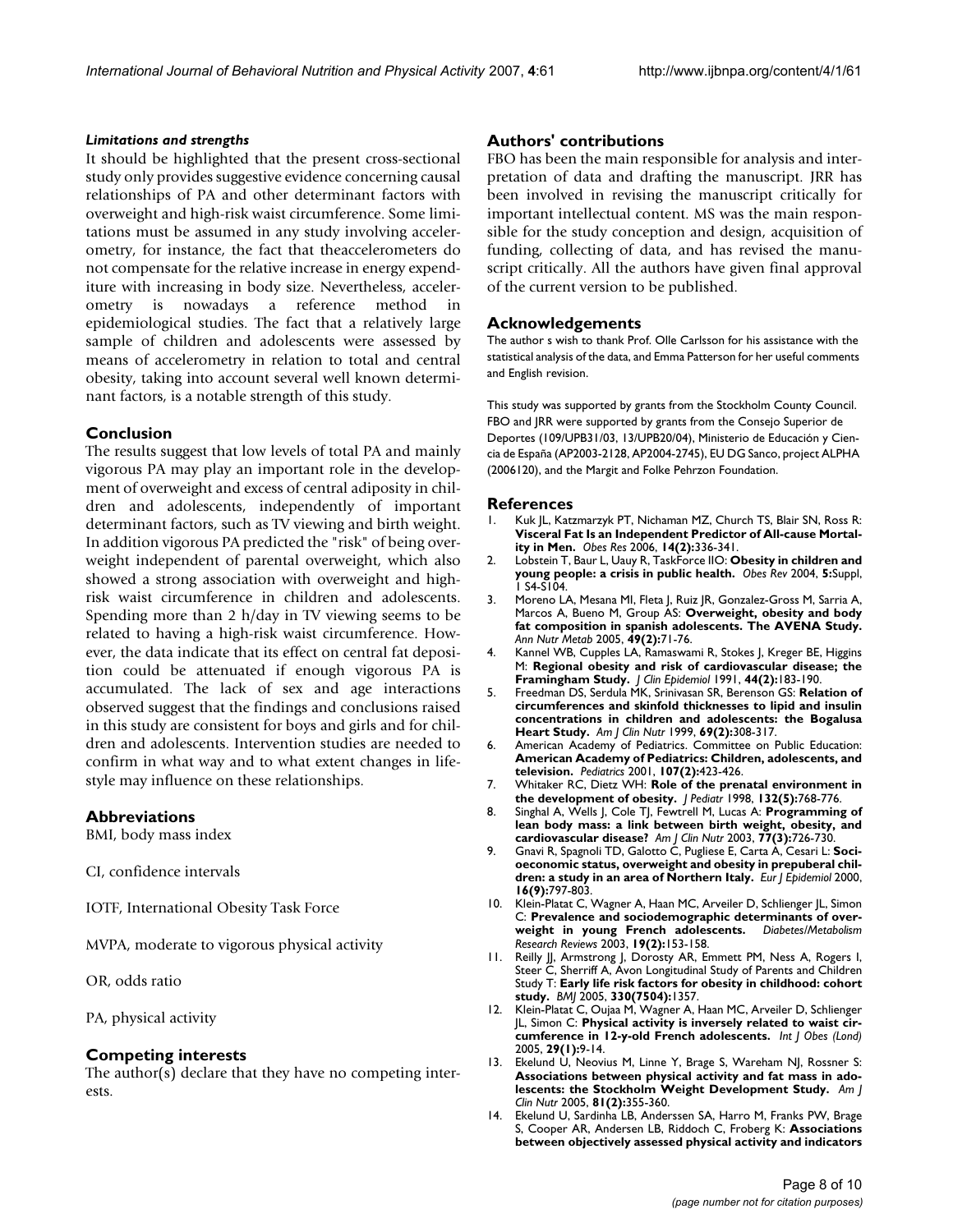#### *Limitations and strengths*

It should be highlighted that the present cross-sectional study only provides suggestive evidence concerning causal relationships of PA and other determinant factors with overweight and high-risk waist circumference. Some limitations must be assumed in any study involving accelerometry, for instance, the fact that theaccelerometers do not compensate for the relative increase in energy expenditure with increasing in body size. Nevertheless, accelerometry is nowadays a reference method in epidemiological studies. The fact that a relatively large sample of children and adolescents were assessed by means of accelerometry in relation to total and central obesity, taking into account several well known determinant factors, is a notable strength of this study.

### Conclusion

The results suggest that low levels of total PA and mainly vigorous PA may play an important role in the development of overweight and excess of central adiposity in children and adolescents, independently of important determinant factors, such as TV viewing and birth weight. In addition vigorous PA predicted the "risk" of being overweight independent of parental overweight, which also showed a strong association with overweight and high-risk waist circumference in children and adolescents. Spending more than 2 h/day in TV viewing seems to be related to having a high-risk waist circumference. However, the data indicate that its effect on central fat deposition could be attenuated if enough vigorous PA is accumulated. The lack of sex and age interactions observed suggest that the findings and conclusions raised in this study are consistent for boys and girls and for children and adolescents. Intervention studies are needed to confirm in what way and to what extent changes in lifestyle may influence on these relationships.

### Abbreviations

BMI, body mass index

CI, confidence intervals

IOTF, International Obesity Task Force

MVPA, moderate to vigorous physical activity

OR, odds ratio

PA, physical activity

### Competing interests

The author(s) declare that they have no competing interests.

### Authors' contributions

FBO has been the main responsible for analysis and interpretation of data and drafting the manuscript. JRR has been involved in revising the manuscript critically for important intellectual content. MS was the main responsible for the study conception and design, acquisition of funding, collecting of data, and has revised the manuscript critically. All the authors have given final approval of the current version to be published.

### Acknowledgements

The author s wish to thank Prof. Olle Carlsson for his assistance with the statistical analysis of the data, and Emma Patterson for her useful comments and English revision.

This study was supported by grants from the Stockholm County Council. FBO and JRR were supported by grants from the Consejo Superior de Deportes (109/UPB31/03, 13/UPB20/04), Ministerio de Educación y Ciencia de España (AP2003-2128, AP2004-2745), EU DG Sanco, project ALPHA (2006120), and the Margit and Folke Pehrzon Foundation.

### References

1. Kuk JL, Katzmarzyk PT, Nichaman MZ, Church TS, Blair SN, Ross R: **Visceral Fat Is an Independent Predictor of All-cause Mortality in Men.** *Obes Res* 2006, **14(2):**336-341.
2. Lobstein T, Baur L, Uauy R, TaskForce IIO: **Obesity in children and young people: a crisis in public health.** *Obes Rev* 2004, **5:**Suppl, 1 S4-S104.
3. Moreno LA, Mesana MI, Fleta J, Ruiz JR, Gonzalez-Gross M, Sarria A, Marcos A, Bueno M, Group AS: **Overweight, obesity and body fat composition in spanish adolescents. The AVENA Study.** *Ann Nutr Metab* 2005, **49(2):**71-76.
4. Kannel WB, Cupples LA, Ramaswami R, Stokes J, Kreger BE, Higgins M: **Regional obesity and risk of cardiovascular disease; the Framingham Study.** *J Clin Epidemiol* 1991, **44(2):**183-190.
5. Freedman DS, Serdula MK, Srinivasan SR, Berenson GS: **Relation of circumferences and skinfold thicknesses to lipid and insulin concentrations in children and adolescents: the Bogalusa Heart Study.** *Am J Clin Nutr* 1999, **69(2):**308-317.
6. American Academy of Pediatrics. Committee on Public Education: **American Academy of Pediatrics: Children, adolescents, and television.** *Pediatrics* 2001, **107(2):**423-426.
7. Whitaker RC, Dietz WH: **Role of the prenatal environment in the development of obesity.** *J Pediatr* 1998, **132(5):**768-776.
8. Singhal A, Wells J, Cole TJ, Fewtrell M, Lucas A: **Programming of lean body mass: a link between birth weight, obesity, and cardiovascular disease?** *Am J Clin Nutr* 2003, **77(3):**726-730.
9. Gnavi R, Spagnoli TD, Galotto C, Pugliese E, Carta A, Cesari L: **Socioeconomic status, overweight and obesity in prepuberal children: a study in an area of Northern Italy.** *Eur J Epidemiol* 2000, **16(9):**797-803.
10. Klein-Platat C, Wagner A, Haan MC, Arveiler D, Schlienger JL, Simon C: **Prevalence and sociodemographic determinants of overweight in young French adolescents.** *Diabetes/Metabolism Research Reviews* 2003, **19(2):**153-158.
11. Reilly JJ, Armstrong J, Dorosty AR, Emmett PM, Ness A, Rogers I, Steer C, Sherriff A, Avon Longitudinal Study of Parents and Children Study T: **Early life risk factors for obesity in childhood: cohort study.** *BMJ* 2005, **330(7504):**1357.
12. Klein-Platat C, Oujaa M, Wagner A, Haan MC, Arveiler D, Schlienger JL, Simon C: **Physical activity is inversely related to waist circumference in 12-y-old French adolescents.** *Int J Obes (Lond)* 2005, **29(1):**9-14.
13. Ekelund U, Neovius M, Linne Y, Brage S, Wareham NJ, Rossner S: **Associations between physical activity and fat mass in adolescents: the Stockholm Weight Development Study.** *Am J Clin Nutr* 2005, **81(2):**355-360.
14. Ekelund U, Sardinha LB, Anderssen SA, Harro M, Franks PW, Brage S, Cooper AR, Andersen LB, Riddoch C, Froberg K: **Associations between objectively assessed physical activity and indicators**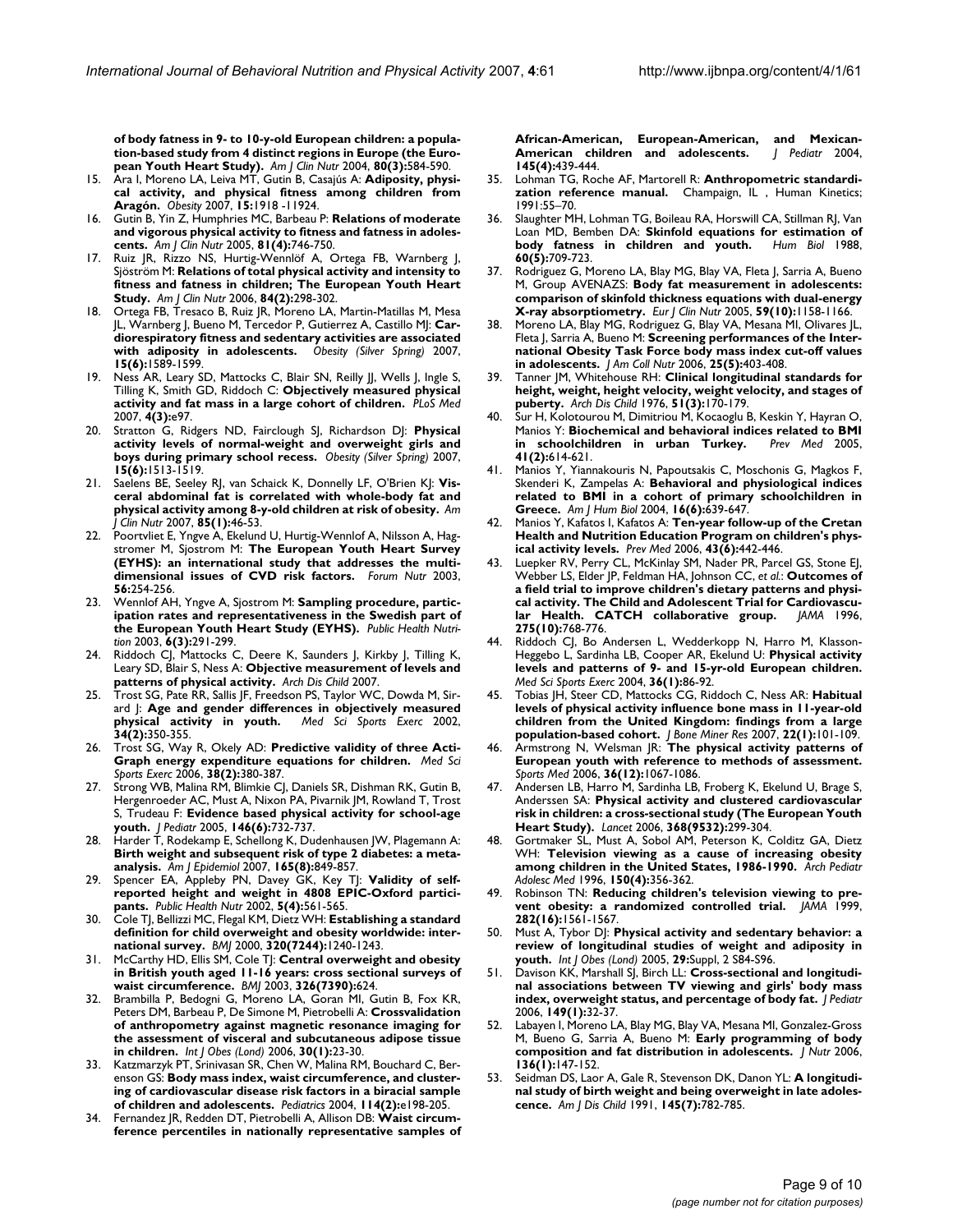**of body fatness in 9- to 10-y-old European children: a population-based study from 4 distinct regions in Europe (the European Youth Heart Study).** *Am J Clin Nutr* 2004, **80(3):**584-590.

15. Ara I, Moreno LA, Leiva MT, Gutin B, Casajús A: **Adiposity, physical activity, and physical fitness among children from Aragón.** *Obesity* 2007, **15:**1918 -11924.
16. Gutin B, Yin Z, Humphries MC, Barbeau P: **Relations of moderate and vigorous physical activity to fitness and fatness in adolescents.** *Am J Clin Nutr* 2005, **81(4):**746-750.
17. Ruiz JR, Rizzo NS, Hurtig-Wennlöf A, Ortega FB, Warnberg J, Sjöström M: **Relations of total physical activity and intensity to fitness and fatness in children; The European Youth Heart Study.** *Am J Clin Nutr* 2006, **84(2):**298-302.
18. Ortega FB, Tresaco B, Ruiz JR, Moreno LA, Martin-Matillas M, Mesa JL, Warnberg J, Bueno M, Tercedor P, Gutierrez A, Castillo MJ: **Cardiorespiratory fitness and sedentary activities are associated with adiposity in adolescents.** *Obesity (Silver Spring)* 2007, **15(6):**1589-1599.
19. Ness AR, Leary SD, Mattocks C, Blair SN, Reilly JJ, Wells J, Ingle S, Tilling K, Smith GD, Riddoch C: **Objectively measured physical activity and fat mass in a large cohort of children.** *PLoS Med* 2007, **4(3):**e97.
20. Stratton G, Ridgers ND, Fairclough SJ, Richardson DJ: **Physical activity levels of normal-weight and overweight girls and boys during primary school recess.** *Obesity (Silver Spring)* 2007, **15(6):**1513-1519.
21. Saelens BE, Seeley RJ, van Schaick K, Donnelly LF, O'Brien KJ: **Visceral abdominal fat is correlated with whole-body fat and physical activity among 8-y-old children at risk of obesity.** *Am J Clin Nutr* 2007, **85(1):**46-53.
22. Poortvliet E, Yngve A, Ekelund U, Hurtig-Wennlof A, Nilsson A, Hagstromer M, Sjostrom M: **The European Youth Heart Survey (EYHS): an international study that addresses the multi-dimensional issues of CVD risk factors.** *Forum Nutr* 2003, **56:**254-256.
23. Wennlof AH, Yngve A, Sjostrom M: **Sampling procedure, participation rates and representativeness in the Swedish part of the European Youth Heart Study (EYHS).** *Public Health Nutrition* 2003, **6(3):**291-299.
24. Riddoch CJ, Mattocks C, Deere K, Saunders J, Kirkby J, Tilling K, Leary SD, Blair S, Ness A: **Objective measurement of levels and patterns of physical activity.** *Arch Dis Child* 2007.
25. Trost SG, Pate RR, Sallis JF, Freedson PS, Taylor WC, Dowda M, Sirard J: **Age and gender differences in objectively measured physical activity in youth.** *Med Sci Sports Exerc* 2002, **34(2):**350-355.
26. Trost SG, Way R, Okely AD: **Predictive validity of three ActiGraph energy expenditure equations for children.** *Med Sci Sports Exerc* 2006, **38(2):**380-387.
27. Strong WB, Malina RM, Blimkie CJ, Daniels SR, Dishman RK, Gutin B, Hergenroeder AC, Must A, Nixon PA, Pivarnik JM, Rowland T, Trost S, Trudeau F: **Evidence based physical activity for school-age youth.** *J Pediatr* 2005, **146(6):**732-737.
28. Harder T, Rodekamp E, Schellong K, Dudenhausen JW, Plagemann A: **Birth weight and subsequent risk of type 2 diabetes: a meta-analysis.** *Am J Epidemiol* 2007, **165(8):**849-857.
29. Spencer EA, Appleby PN, Davey GK, Key TJ: **Validity of self-reported height and weight in 4808 EPIC-Oxford participants.** *Public Health Nutr* 2002, **5(4):**561-565.
30. Cole TJ, Bellizzi MC, Flegal KM, Dietz WH: **Establishing a standard definition for child overweight and obesity worldwide: international survey.** *BMJ* 2000, **320(7244):**1240-1243.
31. McCarthy HD, Ellis SM, Cole TJ: **Central overweight and obesity in British youth aged 11-16 years: cross sectional surveys of waist circumference.** *BMJ* 2003, **326(7390):**624.
32. Brambilla P, Bedogni G, Moreno LA, Goran MI, Gutin B, Fox KR, Peters DM, Barbeau P, De Simone M, Pietrobelli A: **Crossvalidation of anthropometry against magnetic resonance imaging for the assessment of visceral and subcutaneous adipose tissue in children.** *Int J Obes (Lond)* 2006, **30(1):**23-30.
33. Katzmarzyk PT, Srinivasan SR, Chen W, Malina RM, Bouchard C, Berenson GS: **Body mass index, waist circumference, and clustering of cardiovascular disease risk factors in a biracial sample of children and adolescents.** *Pediatrics* 2004, **114(2):**e198-205.
34. Fernandez JR, Redden DT, Pietrobelli A, Allison DB: **Waist circumference percentiles in nationally representative samples of African-American, European-American, and Mexican-American children and adolescents.** *J Pediatr* 2004, **145(4):**439-444.
35. Lohman TG, Roche AF, Martorell R: **Anthropometric standardization reference manual.** Champaign, IL , Human Kinetics; 1991:55–70.
36. Slaughter MH, Lohman TG, Boileau RA, Horswill CA, Stillman RJ, Van Loan MD, Bemben DA: **Skinfold equations for estimation of body fatness in children and youth.** *Hum Biol* 1988, **60(5):**709-723.
37. Rodriguez G, Moreno LA, Blay MG, Blay VA, Fleta J, Sarria A, Bueno M, Group AVENAZS: **Body fat measurement in adolescents: comparison of skinfold thickness equations with dual-energy X-ray absorptiometry.** *Eur J Clin Nutr* 2005, **59(10):**1158-1166.
38. Moreno LA, Blay MG, Rodriguez G, Blay VA, Mesana MI, Olivares JL, Fleta J, Sarria A, Bueno M: **Screening performances of the International Obesity Task Force body mass index cut-off values in adolescents.** *J Am Coll Nutr* 2006, **25(5):**403-408.
39. Tanner JM, Whitehouse RH: **Clinical longitudinal standards for height, weight, height velocity, weight velocity, and stages of puberty.** *Arch Dis Child* 1976, **51(3):**170-179.
40. Sur H, Kolotourou M, Dimitriou M, Kocaoglu B, Keskin Y, Hayran O, Manios Y: **Biochemical and behavioral indices related to BMI in schoolchildren in urban Turkey.** *Prev Med* 2005, **41(2):**614-621.
41. Manios Y, Yiannakouris N, Papoutsakis C, Moschonis G, Magkos F, Skenderi K, Zampelas A: **Behavioral and physiological indices related to BMI in a cohort of primary schoolchildren in Greece.** *Am J Hum Biol* 2004, **16(6):**639-647.
42. Manios Y, Kafatos I, Kafatos A: **Ten-year follow-up of the Cretan Health and Nutrition Education Program on children's physical activity levels.** *Prev Med* 2006, **43(6):**442-446.
43. Luepker RV, Perry CL, McKinlay SM, Nader PR, Parcel GS, Stone EJ, Webber LS, Elder JP, Feldman HA, Johnson CC, *et al.*: **Outcomes of a field trial to improve children's dietary patterns and physical activity. The Child and Adolescent Trial for Cardiovascular Health. CATCH collaborative group.** *JAMA* 1996, **275(10):**768-776.
44. Riddoch CJ, Bo Andersen L, Wedderkopp N, Harro M, Klasson-Heggebo L, Sardinha LB, Cooper AR, Ekelund U: **Physical activity levels and patterns of 9- and 15-yr-old European children.** *Med Sci Sports Exerc* 2004, **36(1):**86-92.
45. Tobias JH, Steer CD, Mattocks CG, Riddoch C, Ness AR: **Habitual levels of physical activity influence bone mass in 11-year-old children from the United Kingdom: findings from a large population-based cohort.** *J Bone Miner Res* 2007, **22(1):**101-109.
46. Armstrong N, Welsman JR: **The physical activity patterns of European youth with reference to methods of assessment.** *Sports Med* 2006, **36(12):**1067-1086.
47. Andersen LB, Harro M, Sardinha LB, Froberg K, Ekelund U, Brage S, Anderssen SA: **Physical activity and clustered cardiovascular risk in children: a cross-sectional study (The European Youth Heart Study).** *Lancet* 2006, **368(9532):**299-304.
48. Gortmaker SL, Must A, Sobol AM, Peterson K, Colditz GA, Dietz WH: **Television viewing as a cause of increasing obesity among children in the United States, 1986-1990.** *Arch Pediatr Adolesc Med* 1996, **150(4):**356-362.
49. Robinson TN: **Reducing children's television viewing to prevent obesity: a randomized controlled trial.** *JAMA* 1999, **282(16):**1561-1567.
50. Must A, Tybor DJ: **Physical activity and sedentary behavior: a review of longitudinal studies of weight and adiposity in youth.** *Int J Obes (Lond)* 2005, **29:**Suppl, 2 S84-S96.
51. Davison KK, Marshall SJ, Birch LL: **Cross-sectional and longitudinal associations between TV viewing and girls' body mass index, overweight status, and percentage of body fat.** *J Pediatr* 2006, **149(1):**32-37.
52. Labayen I, Moreno LA, Blay MG, Blay VA, Mesana MI, Gonzalez-Gross M, Bueno G, Sarria A, Bueno M: **Early programming of body composition and fat distribution in adolescents.** *J Nutr* 2006, **136(1):**147-152.
53. Seidman DS, Laor A, Gale R, Stevenson DK, Danon YL: **A longitudinal study of birth weight and being overweight in late adolescence.** *Am J Dis Child* 1991, **145(7):**782-785.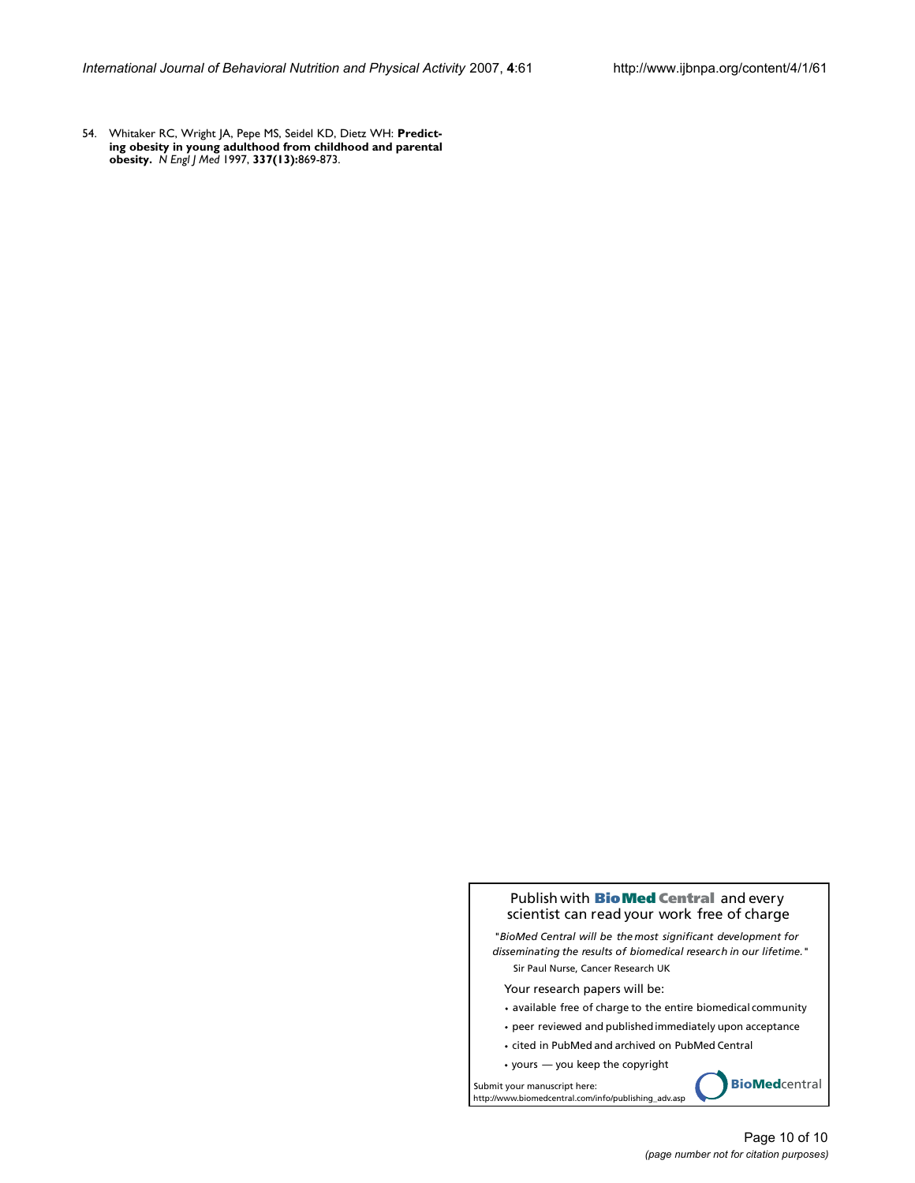54. Whitaker RC, Wright JA, Pepe MS, Seidel KD, Dietz WH: **Predicting obesity in young adulthood from childhood and parental obesity.** *N Engl J Med* 1997, **337(13):**869-873.

Publish with **BioMed Central** and every scientist can read your work free of charge

*"BioMed Central will be the most significant development for disseminating the results of biomedical research in our lifetime."*

Sir Paul Nurse, Cancer Research UK

Your research papers will be:

- available free of charge to the entire biomedical community
- peer reviewed and published immediately upon acceptance
- cited in PubMed and archived on PubMed Central
- yours — you keep the copyright

Submit your manuscript here:
http://www.biomedcentral.com/info/publishing_adv.asp

**BioMed**central